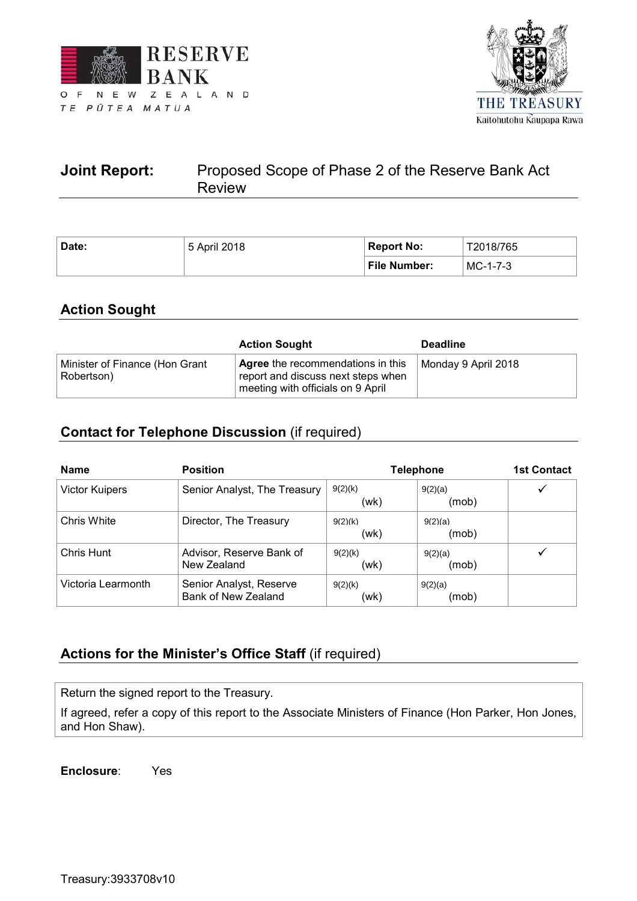RESERVE BANK OF NEW ZEALAND
TE PŪTEA MATUA

THE TREASURY
Kaitohutohu Kaupapa Rawa

# Joint Report: Proposed Scope of Phase 2 of the Reserve Bank Act Review

| Date: | 5 April 2018 | Report No: | T2018/765 |
|---|---|---|---|
| | | File Number: | MC-1-7-3 |

## Action Sought

| | Action Sought | Deadline |
|---|---|---|
| Minister of Finance (Hon Grant Robertson) | **Agree** the recommendations in this report and discuss next steps when meeting with officials on 9 April | Monday 9 April 2018 |

## Contact for Telephone Discussion (if required)

| Name | Position | Telephone | | 1st Contact |
|---|---|---|---|---|
| Victor Kuipers | Senior Analyst, The Treasury | 9(2)(k) (wk) | 9(2)(a) (mob) | ✓ |
| Chris White | Director, The Treasury | 9(2)(k) (wk) | 9(2)(a) (mob) | |
| Chris Hunt | Advisor, Reserve Bank of New Zealand | 9(2)(k) (wk) | 9(2)(a) (mob) | ✓ |
| Victoria Learmonth | Senior Analyst, Reserve Bank of New Zealand | 9(2)(k) (wk) | 9(2)(a) (mob) | |

## Actions for the Minister's Office Staff (if required)

Return the signed report to the Treasury.

If agreed, refer a copy of this report to the Associate Ministers of Finance (Hon Parker, Hon Jones, and Hon Shaw).

**Enclosure**: Yes

Treasury:3933708v10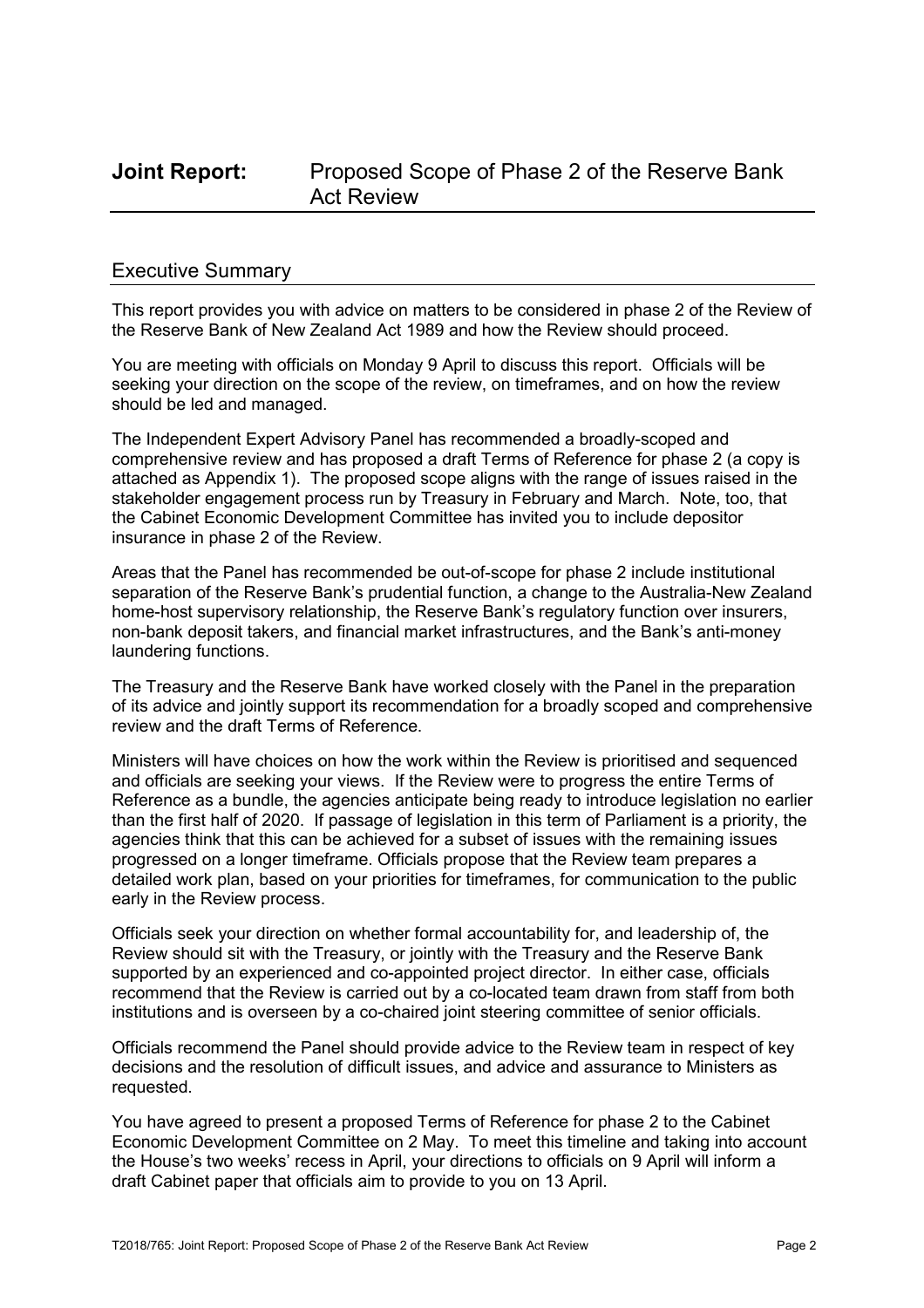# Joint Report: Proposed Scope of Phase 2 of the Reserve Bank Act Review

## Executive Summary

This report provides you with advice on matters to be considered in phase 2 of the Review of the Reserve Bank of New Zealand Act 1989 and how the Review should proceed.

You are meeting with officials on Monday 9 April to discuss this report. Officials will be seeking your direction on the scope of the review, on timeframes, and on how the review should be led and managed.

The Independent Expert Advisory Panel has recommended a broadly-scoped and comprehensive review and has proposed a draft Terms of Reference for phase 2 (a copy is attached as Appendix 1). The proposed scope aligns with the range of issues raised in the stakeholder engagement process run by Treasury in February and March. Note, too, that the Cabinet Economic Development Committee has invited you to include depositor insurance in phase 2 of the Review.

Areas that the Panel has recommended be out-of-scope for phase 2 include institutional separation of the Reserve Bank's prudential function, a change to the Australia-New Zealand home-host supervisory relationship, the Reserve Bank's regulatory function over insurers, non-bank deposit takers, and financial market infrastructures, and the Bank's anti-money laundering functions.

The Treasury and the Reserve Bank have worked closely with the Panel in the preparation of its advice and jointly support its recommendation for a broadly scoped and comprehensive review and the draft Terms of Reference.

Ministers will have choices on how the work within the Review is prioritised and sequenced and officials are seeking your views. If the Review were to progress the entire Terms of Reference as a bundle, the agencies anticipate being ready to introduce legislation no earlier than the first half of 2020. If passage of legislation in this term of Parliament is a priority, the agencies think that this can be achieved for a subset of issues with the remaining issues progressed on a longer timeframe. Officials propose that the Review team prepares a detailed work plan, based on your priorities for timeframes, for communication to the public early in the Review process.

Officials seek your direction on whether formal accountability for, and leadership of, the Review should sit with the Treasury, or jointly with the Treasury and the Reserve Bank supported by an experienced and co-appointed project director. In either case, officials recommend that the Review is carried out by a co-located team drawn from staff from both institutions and is overseen by a co-chaired joint steering committee of senior officials.

Officials recommend the Panel should provide advice to the Review team in respect of key decisions and the resolution of difficult issues, and advice and assurance to Ministers as requested.

You have agreed to present a proposed Terms of Reference for phase 2 to the Cabinet Economic Development Committee on 2 May. To meet this timeline and taking into account the House's two weeks' recess in April, your directions to officials on 9 April will inform a draft Cabinet paper that officials aim to provide to you on 13 April.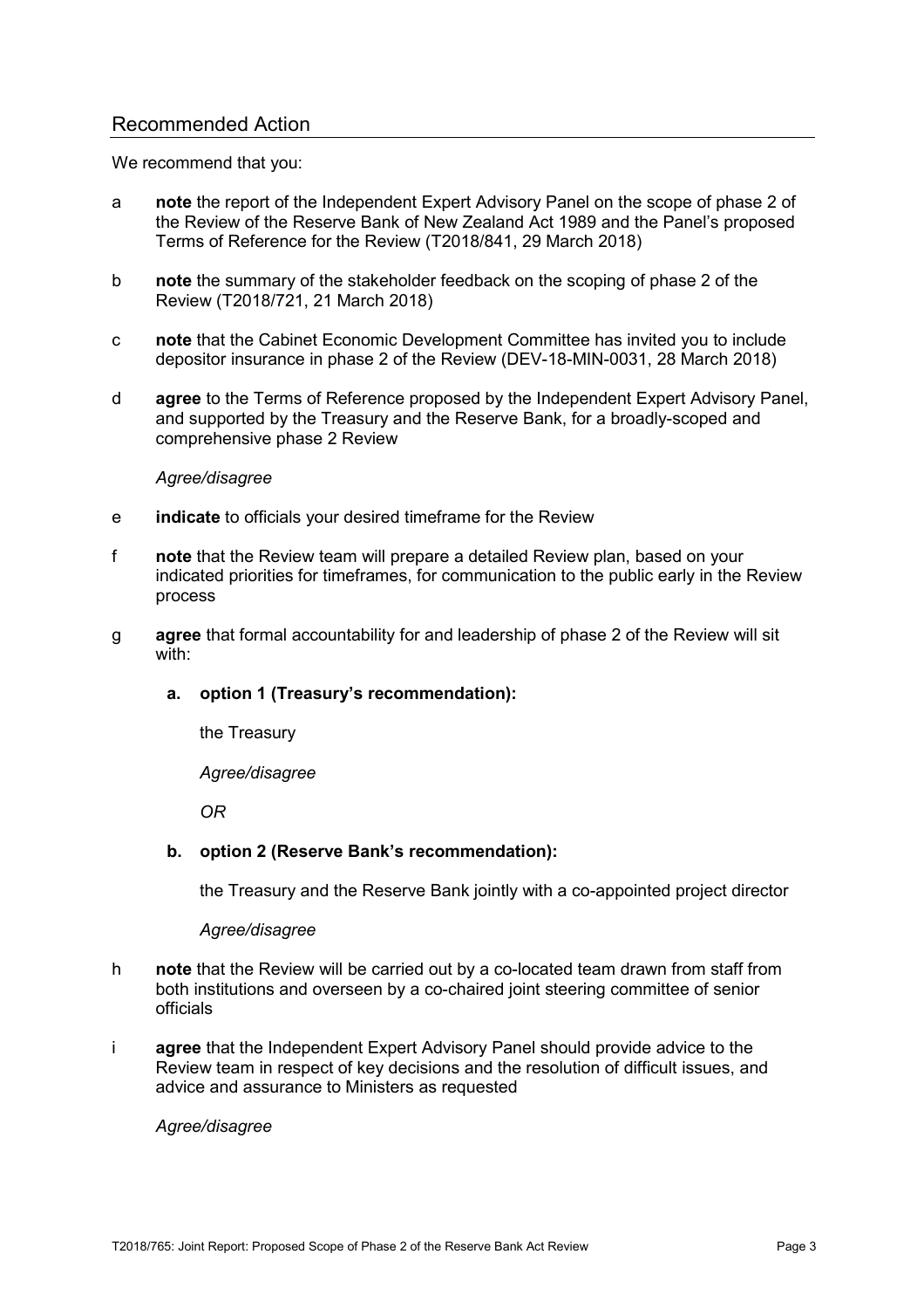## Recommended Action

We recommend that you:

a **note** the report of the Independent Expert Advisory Panel on the scope of phase 2 of the Review of the Reserve Bank of New Zealand Act 1989 and the Panel's proposed Terms of Reference for the Review (T2018/841, 29 March 2018)

b **note** the summary of the stakeholder feedback on the scoping of phase 2 of the Review (T2018/721, 21 March 2018)

c **note** that the Cabinet Economic Development Committee has invited you to include depositor insurance in phase 2 of the Review (DEV-18-MIN-0031, 28 March 2018)

d **agree** to the Terms of Reference proposed by the Independent Expert Advisory Panel, and supported by the Treasury and the Reserve Bank, for a broadly-scoped and comprehensive phase 2 Review

*Agree/disagree*

e **indicate** to officials your desired timeframe for the Review

f **note** that the Review team will prepare a detailed Review plan, based on your indicated priorities for timeframes, for communication to the public early in the Review process

g **agree** that formal accountability for and leadership of phase 2 of the Review will sit with:

**a. option 1 (Treasury's recommendation):**

the Treasury

*Agree/disagree*

*OR*

**b. option 2 (Reserve Bank's recommendation):**

the Treasury and the Reserve Bank jointly with a co-appointed project director

*Agree/disagree*

h **note** that the Review will be carried out by a co-located team drawn from staff from both institutions and overseen by a co-chaired joint steering committee of senior officials

i **agree** that the Independent Expert Advisory Panel should provide advice to the Review team in respect of key decisions and the resolution of difficult issues, and advice and assurance to Ministers as requested

*Agree/disagree*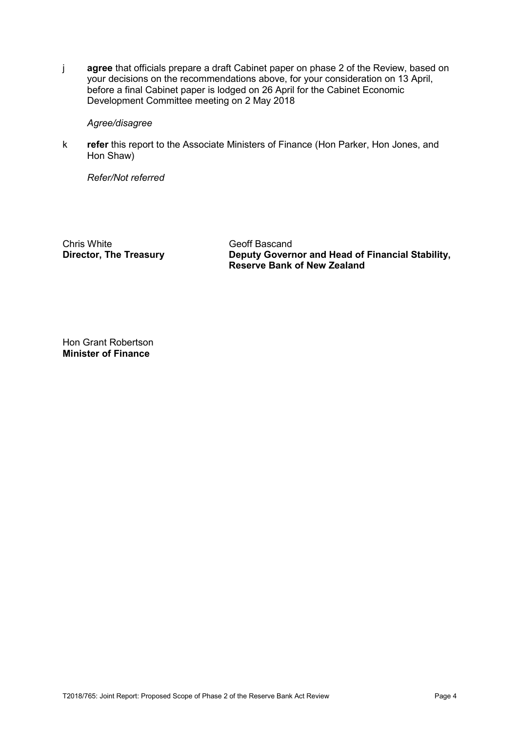j **agree** that officials prepare a draft Cabinet paper on phase 2 of the Review, based on your decisions on the recommendations above, for your consideration on 13 April, before a final Cabinet paper is lodged on 26 April for the Cabinet Economic Development Committee meeting on 2 May 2018

*Agree/disagree*

k **refer** this report to the Associate Ministers of Finance (Hon Parker, Hon Jones, and Hon Shaw)

*Refer/Not referred*

Chris White
**Director, The Treasury**

Geoff Bascand
**Deputy Governor and Head of Financial Stability, Reserve Bank of New Zealand**

Hon Grant Robertson
**Minister of Finance**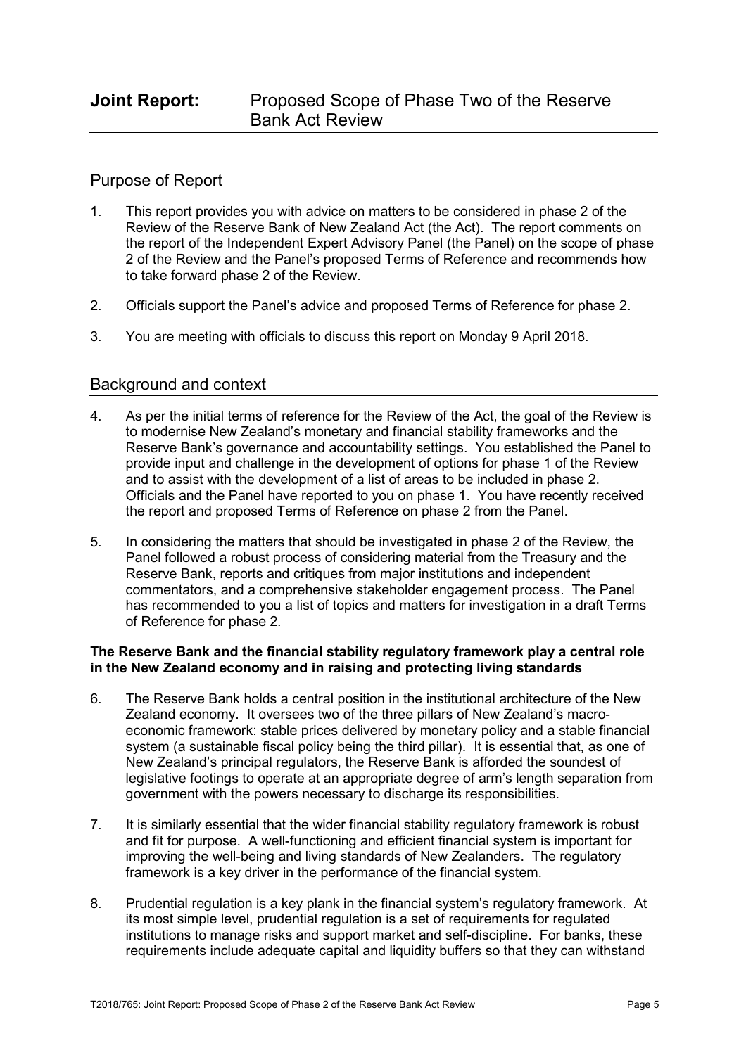# Joint Report: Proposed Scope of Phase Two of the Reserve Bank Act Review

## Purpose of Report

1. This report provides you with advice on matters to be considered in phase 2 of the Review of the Reserve Bank of New Zealand Act (the Act). The report comments on the report of the Independent Expert Advisory Panel (the Panel) on the scope of phase 2 of the Review and the Panel's proposed Terms of Reference and recommends how to take forward phase 2 of the Review.

2. Officials support the Panel's advice and proposed Terms of Reference for phase 2.

3. You are meeting with officials to discuss this report on Monday 9 April 2018.

## Background and context

4. As per the initial terms of reference for the Review of the Act, the goal of the Review is to modernise New Zealand's monetary and financial stability frameworks and the Reserve Bank's governance and accountability settings. You established the Panel to provide input and challenge in the development of options for phase 1 of the Review and to assist with the development of a list of areas to be included in phase 2. Officials and the Panel have reported to you on phase 1. You have recently received the report and proposed Terms of Reference on phase 2 from the Panel.

5. In considering the matters that should be investigated in phase 2 of the Review, the Panel followed a robust process of considering material from the Treasury and the Reserve Bank, reports and critiques from major institutions and independent commentators, and a comprehensive stakeholder engagement process. The Panel has recommended to you a list of topics and matters for investigation in a draft Terms of Reference for phase 2.

**The Reserve Bank and the financial stability regulatory framework play a central role in the New Zealand economy and in raising and protecting living standards**

6. The Reserve Bank holds a central position in the institutional architecture of the New Zealand economy. It oversees two of the three pillars of New Zealand's macro-economic framework: stable prices delivered by monetary policy and a stable financial system (a sustainable fiscal policy being the third pillar). It is essential that, as one of New Zealand's principal regulators, the Reserve Bank is afforded the soundest of legislative footings to operate at an appropriate degree of arm's length separation from government with the powers necessary to discharge its responsibilities.

7. It is similarly essential that the wider financial stability regulatory framework is robust and fit for purpose. A well-functioning and efficient financial system is important for improving the well-being and living standards of New Zealanders. The regulatory framework is a key driver in the performance of the financial system.

8. Prudential regulation is a key plank in the financial system's regulatory framework. At its most simple level, prudential regulation is a set of requirements for regulated institutions to manage risks and support market and self-discipline. For banks, these requirements include adequate capital and liquidity buffers so that they can withstand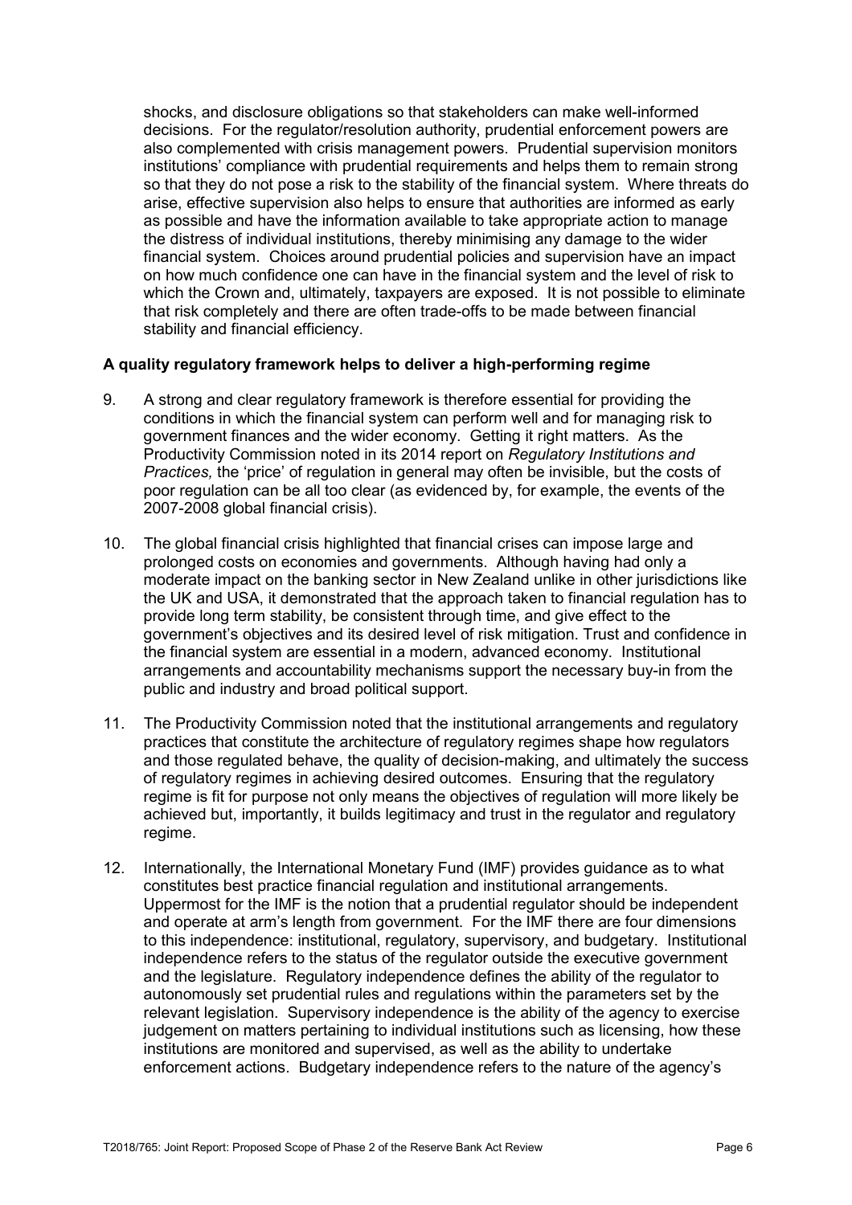shocks, and disclosure obligations so that stakeholders can make well-informed decisions. For the regulator/resolution authority, prudential enforcement powers are also complemented with crisis management powers. Prudential supervision monitors institutions' compliance with prudential requirements and helps them to remain strong so that they do not pose a risk to the stability of the financial system. Where threats do arise, effective supervision also helps to ensure that authorities are informed as early as possible and have the information available to take appropriate action to manage the distress of individual institutions, thereby minimising any damage to the wider financial system. Choices around prudential policies and supervision have an impact on how much confidence one can have in the financial system and the level of risk to which the Crown and, ultimately, taxpayers are exposed. It is not possible to eliminate that risk completely and there are often trade-offs to be made between financial stability and financial efficiency.

**A quality regulatory framework helps to deliver a high-performing regime**

9. A strong and clear regulatory framework is therefore essential for providing the conditions in which the financial system can perform well and for managing risk to government finances and the wider economy. Getting it right matters. As the Productivity Commission noted in its 2014 report on *Regulatory Institutions and Practices,* the 'price' of regulation in general may often be invisible, but the costs of poor regulation can be all too clear (as evidenced by, for example, the events of the 2007-2008 global financial crisis).

10. The global financial crisis highlighted that financial crises can impose large and prolonged costs on economies and governments. Although having had only a moderate impact on the banking sector in New Zealand unlike in other jurisdictions like the UK and USA, it demonstrated that the approach taken to financial regulation has to provide long term stability, be consistent through time, and give effect to the government's objectives and its desired level of risk mitigation. Trust and confidence in the financial system are essential in a modern, advanced economy. Institutional arrangements and accountability mechanisms support the necessary buy-in from the public and industry and broad political support.

11. The Productivity Commission noted that the institutional arrangements and regulatory practices that constitute the architecture of regulatory regimes shape how regulators and those regulated behave, the quality of decision-making, and ultimately the success of regulatory regimes in achieving desired outcomes. Ensuring that the regulatory regime is fit for purpose not only means the objectives of regulation will more likely be achieved but, importantly, it builds legitimacy and trust in the regulator and regulatory regime.

12. Internationally, the International Monetary Fund (IMF) provides guidance as to what constitutes best practice financial regulation and institutional arrangements. Uppermost for the IMF is the notion that a prudential regulator should be independent and operate at arm's length from government. For the IMF there are four dimensions to this independence: institutional, regulatory, supervisory, and budgetary. Institutional independence refers to the status of the regulator outside the executive government and the legislature. Regulatory independence defines the ability of the regulator to autonomously set prudential rules and regulations within the parameters set by the relevant legislation. Supervisory independence is the ability of the agency to exercise judgement on matters pertaining to individual institutions such as licensing, how these institutions are monitored and supervised, as well as the ability to undertake enforcement actions. Budgetary independence refers to the nature of the agency's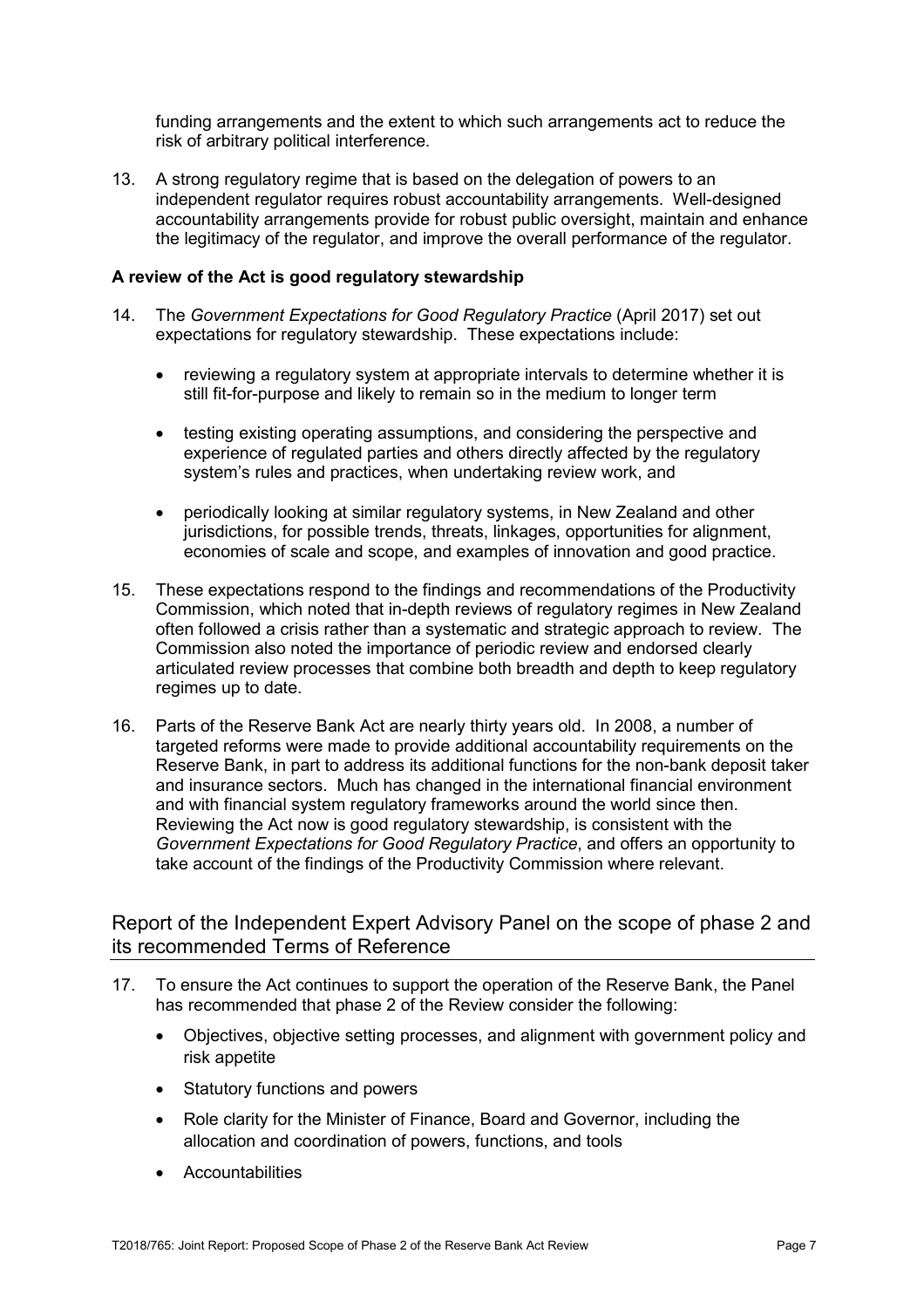funding arrangements and the extent to which such arrangements act to reduce the risk of arbitrary political interference.

13. A strong regulatory regime that is based on the delegation of powers to an independent regulator requires robust accountability arrangements. Well-designed accountability arrangements provide for robust public oversight, maintain and enhance the legitimacy of the regulator, and improve the overall performance of the regulator.

**A review of the Act is good regulatory stewardship**

14. The *Government Expectations for Good Regulatory Practice* (April 2017) set out expectations for regulatory stewardship. These expectations include:

    - reviewing a regulatory system at appropriate intervals to determine whether it is still fit-for-purpose and likely to remain so in the medium to longer term
    - testing existing operating assumptions, and considering the perspective and experience of regulated parties and others directly affected by the regulatory system's rules and practices, when undertaking review work, and
    - periodically looking at similar regulatory systems, in New Zealand and other jurisdictions, for possible trends, threats, linkages, opportunities for alignment, economies of scale and scope, and examples of innovation and good practice.

15. These expectations respond to the findings and recommendations of the Productivity Commission, which noted that in-depth reviews of regulatory regimes in New Zealand often followed a crisis rather than a systematic and strategic approach to review. The Commission also noted the importance of periodic review and endorsed clearly articulated review processes that combine both breadth and depth to keep regulatory regimes up to date.

16. Parts of the Reserve Bank Act are nearly thirty years old. In 2008, a number of targeted reforms were made to provide additional accountability requirements on the Reserve Bank, in part to address its additional functions for the non-bank deposit taker and insurance sectors. Much has changed in the international financial environment and with financial system regulatory frameworks around the world since then. Reviewing the Act now is good regulatory stewardship, is consistent with the *Government Expectations for Good Regulatory Practice*, and offers an opportunity to take account of the findings of the Productivity Commission where relevant.

## Report of the Independent Expert Advisory Panel on the scope of phase 2 and its recommended Terms of Reference

17. To ensure the Act continues to support the operation of the Reserve Bank, the Panel has recommended that phase 2 of the Review consider the following:

    - Objectives, objective setting processes, and alignment with government policy and risk appetite
    - Statutory functions and powers
    - Role clarity for the Minister of Finance, Board and Governor, including the allocation and coordination of powers, functions, and tools
    - Accountabilities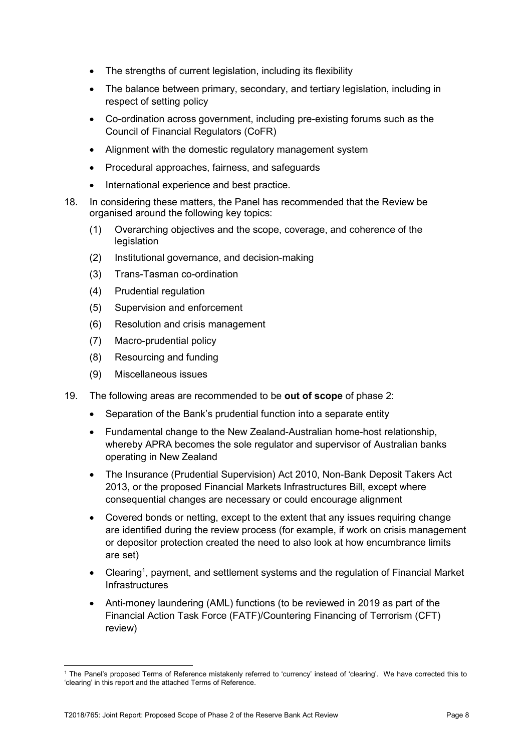- The strengths of current legislation, including its flexibility
- The balance between primary, secondary, and tertiary legislation, including in respect of setting policy
- Co-ordination across government, including pre-existing forums such as the Council of Financial Regulators (CoFR)
- Alignment with the domestic regulatory management system
- Procedural approaches, fairness, and safeguards
- International experience and best practice.

18. In considering these matters, the Panel has recommended that the Review be organised around the following key topics:
    (1) Overarching objectives and the scope, coverage, and coherence of the legislation
    (2) Institutional governance, and decision-making
    (3) Trans-Tasman co-ordination
    (4) Prudential regulation
    (5) Supervision and enforcement
    (6) Resolution and crisis management
    (7) Macro-prudential policy
    (8) Resourcing and funding
    (9) Miscellaneous issues

19. The following areas are recommended to be **out of scope** of phase 2:
    - Separation of the Bank's prudential function into a separate entity
    - Fundamental change to the New Zealand-Australian home-host relationship, whereby APRA becomes the sole regulator and supervisor of Australian banks operating in New Zealand
    - The Insurance (Prudential Supervision) Act 2010, Non-Bank Deposit Takers Act 2013, or the proposed Financial Markets Infrastructures Bill, except where consequential changes are necessary or could encourage alignment
    - Covered bonds or netting, except to the extent that any issues requiring change are identified during the review process (for example, if work on crisis management or depositor protection created the need to also look at how encumbrance limits are set)
    - Clearing[1], payment, and settlement systems and the regulation of Financial Market Infrastructures
    - Anti-money laundering (AML) functions (to be reviewed in 2019 as part of the Financial Action Task Force (FATF)/Countering Financing of Terrorism (CFT) review)

[1] The Panel's proposed Terms of Reference mistakenly referred to 'currency' instead of 'clearing'. We have corrected this to 'clearing' in this report and the attached Terms of Reference.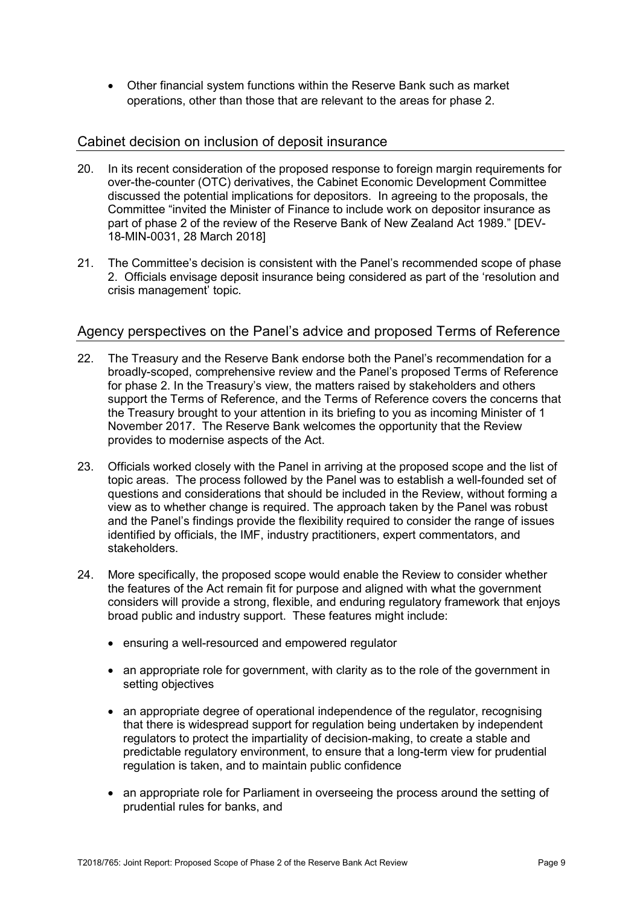- Other financial system functions within the Reserve Bank such as market operations, other than those that are relevant to the areas for phase 2.

## Cabinet decision on inclusion of deposit insurance

20. In its recent consideration of the proposed response to foreign margin requirements for over-the-counter (OTC) derivatives, the Cabinet Economic Development Committee discussed the potential implications for depositors. In agreeing to the proposals, the Committee "invited the Minister of Finance to include work on depositor insurance as part of phase 2 of the review of the Reserve Bank of New Zealand Act 1989." [DEV-18-MIN-0031, 28 March 2018]

21. The Committee's decision is consistent with the Panel's recommended scope of phase 2. Officials envisage deposit insurance being considered as part of the 'resolution and crisis management' topic.

## Agency perspectives on the Panel's advice and proposed Terms of Reference

22. The Treasury and the Reserve Bank endorse both the Panel's recommendation for a broadly-scoped, comprehensive review and the Panel's proposed Terms of Reference for phase 2. In the Treasury's view, the matters raised by stakeholders and others support the Terms of Reference, and the Terms of Reference covers the concerns that the Treasury brought to your attention in its briefing to you as incoming Minister of 1 November 2017. The Reserve Bank welcomes the opportunity that the Review provides to modernise aspects of the Act.

23. Officials worked closely with the Panel in arriving at the proposed scope and the list of topic areas. The process followed by the Panel was to establish a well-founded set of questions and considerations that should be included in the Review, without forming a view as to whether change is required. The approach taken by the Panel was robust and the Panel's findings provide the flexibility required to consider the range of issues identified by officials, the IMF, industry practitioners, expert commentators, and stakeholders.

24. More specifically, the proposed scope would enable the Review to consider whether the features of the Act remain fit for purpose and aligned with what the government considers will provide a strong, flexible, and enduring regulatory framework that enjoys broad public and industry support. These features might include:

    - ensuring a well-resourced and empowered regulator
    - an appropriate role for government, with clarity as to the role of the government in setting objectives
    - an appropriate degree of operational independence of the regulator, recognising that there is widespread support for regulation being undertaken by independent regulators to protect the impartiality of decision-making, to create a stable and predictable regulatory environment, to ensure that a long-term view for prudential regulation is taken, and to maintain public confidence
    - an appropriate role for Parliament in overseeing the process around the setting of prudential rules for banks, and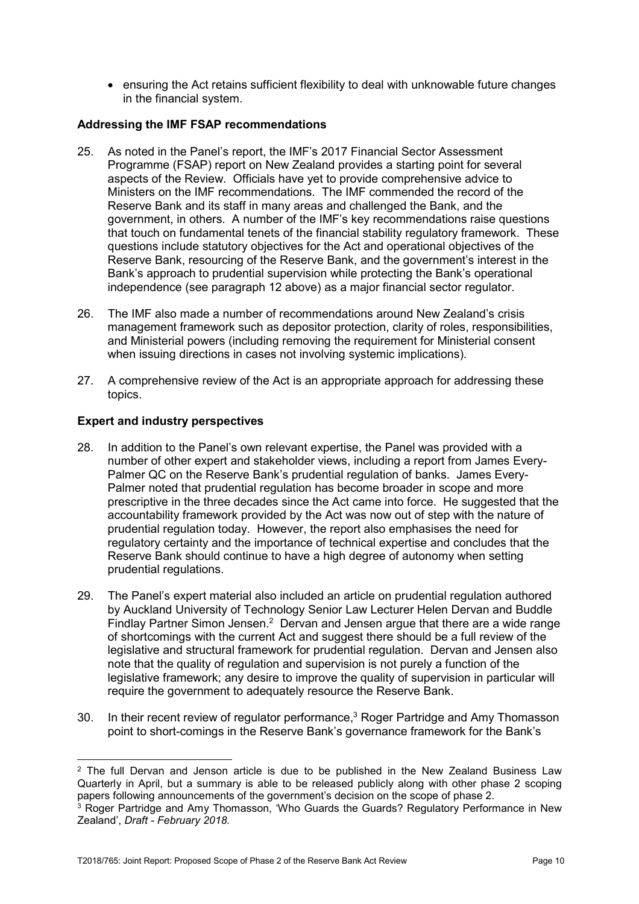- ensuring the Act retains sufficient flexibility to deal with unknowable future changes in the financial system.

**Addressing the IMF FSAP recommendations**

25. As noted in the Panel's report, the IMF's 2017 Financial Sector Assessment Programme (FSAP) report on New Zealand provides a starting point for several aspects of the Review. Officials have yet to provide comprehensive advice to Ministers on the IMF recommendations. The IMF commended the record of the Reserve Bank and its staff in many areas and challenged the Bank, and the government, in others. A number of the IMF's key recommendations raise questions that touch on fundamental tenets of the financial stability regulatory framework. These questions include statutory objectives for the Act and operational objectives of the Reserve Bank, resourcing of the Reserve Bank, and the government's interest in the Bank's approach to prudential supervision while protecting the Bank's operational independence (see paragraph 12 above) as a major financial sector regulator.

26. The IMF also made a number of recommendations around New Zealand's crisis management framework such as depositor protection, clarity of roles, responsibilities, and Ministerial powers (including removing the requirement for Ministerial consent when issuing directions in cases not involving systemic implications).

27. A comprehensive review of the Act is an appropriate approach for addressing these topics.

**Expert and industry perspectives**

28. In addition to the Panel's own relevant expertise, the Panel was provided with a number of other expert and stakeholder views, including a report from James Every-Palmer QC on the Reserve Bank's prudential regulation of banks. James Every-Palmer noted that prudential regulation has become broader in scope and more prescriptive in the three decades since the Act came into force. He suggested that the accountability framework provided by the Act was now out of step with the nature of prudential regulation today. However, the report also emphasises the need for regulatory certainty and the importance of technical expertise and concludes that the Reserve Bank should continue to have a high degree of autonomy when setting prudential regulations.

29. The Panel's expert material also included an article on prudential regulation authored by Auckland University of Technology Senior Law Lecturer Helen Dervan and Buddle Findlay Partner Simon Jensen.[2] Dervan and Jensen argue that there are a wide range of shortcomings with the current Act and suggest there should be a full review of the legislative and structural framework for prudential regulation. Dervan and Jensen also note that the quality of regulation and supervision is not purely a function of the legislative framework; any desire to improve the quality of supervision in particular will require the government to adequately resource the Reserve Bank.

30. In their recent review of regulator performance,[3] Roger Partridge and Amy Thomasson point to short-comings in the Reserve Bank's governance framework for the Bank's

---

[2] The full Dervan and Jenson article is due to be published in the New Zealand Business Law Quarterly in April, but a summary is able to be released publicly along with other phase 2 scoping papers following announcements of the government's decision on the scope of phase 2.

[3] Roger Partridge and Amy Thomasson, 'Who Guards the Guards? Regulatory Performance in New Zealand', *Draft - February 2018.*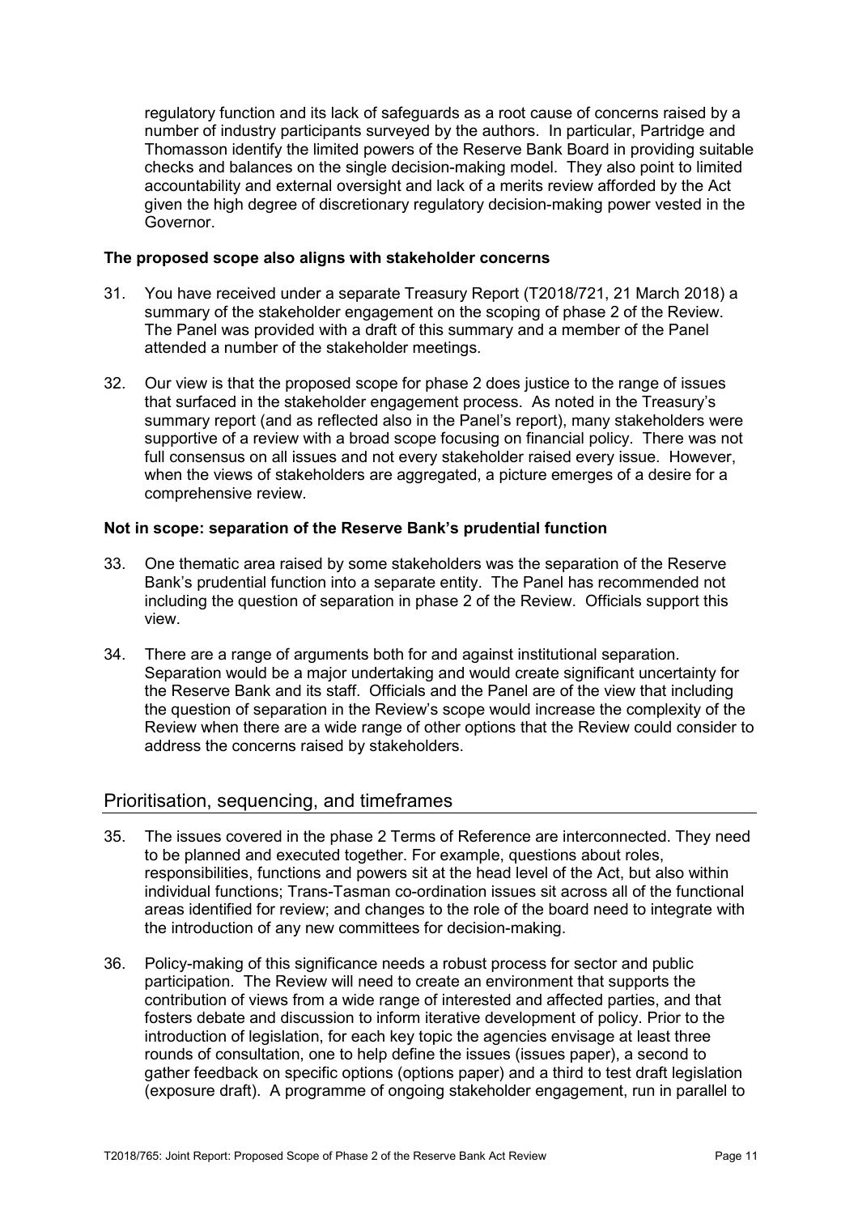regulatory function and its lack of safeguards as a root cause of concerns raised by a number of industry participants surveyed by the authors. In particular, Partridge and Thomasson identify the limited powers of the Reserve Bank Board in providing suitable checks and balances on the single decision-making model. They also point to limited accountability and external oversight and lack of a merits review afforded by the Act given the high degree of discretionary regulatory decision-making power vested in the Governor.

**The proposed scope also aligns with stakeholder concerns**

31. You have received under a separate Treasury Report (T2018/721, 21 March 2018) a summary of the stakeholder engagement on the scoping of phase 2 of the Review. The Panel was provided with a draft of this summary and a member of the Panel attended a number of the stakeholder meetings.

32. Our view is that the proposed scope for phase 2 does justice to the range of issues that surfaced in the stakeholder engagement process. As noted in the Treasury's summary report (and as reflected also in the Panel's report), many stakeholders were supportive of a review with a broad scope focusing on financial policy. There was not full consensus on all issues and not every stakeholder raised every issue. However, when the views of stakeholders are aggregated, a picture emerges of a desire for a comprehensive review.

**Not in scope: separation of the Reserve Bank's prudential function**

33. One thematic area raised by some stakeholders was the separation of the Reserve Bank's prudential function into a separate entity. The Panel has recommended not including the question of separation in phase 2 of the Review. Officials support this view.

34. There are a range of arguments both for and against institutional separation. Separation would be a major undertaking and would create significant uncertainty for the Reserve Bank and its staff. Officials and the Panel are of the view that including the question of separation in the Review's scope would increase the complexity of the Review when there are a wide range of other options that the Review could consider to address the concerns raised by stakeholders.

## Prioritisation, sequencing, and timeframes

35. The issues covered in the phase 2 Terms of Reference are interconnected. They need to be planned and executed together. For example, questions about roles, responsibilities, functions and powers sit at the head level of the Act, but also within individual functions; Trans-Tasman co-ordination issues sit across all of the functional areas identified for review; and changes to the role of the board need to integrate with the introduction of any new committees for decision-making.

36. Policy-making of this significance needs a robust process for sector and public participation. The Review will need to create an environment that supports the contribution of views from a wide range of interested and affected parties, and that fosters debate and discussion to inform iterative development of policy. Prior to the introduction of legislation, for each key topic the agencies envisage at least three rounds of consultation, one to help define the issues (issues paper), a second to gather feedback on specific options (options paper) and a third to test draft legislation (exposure draft). A programme of ongoing stakeholder engagement, run in parallel to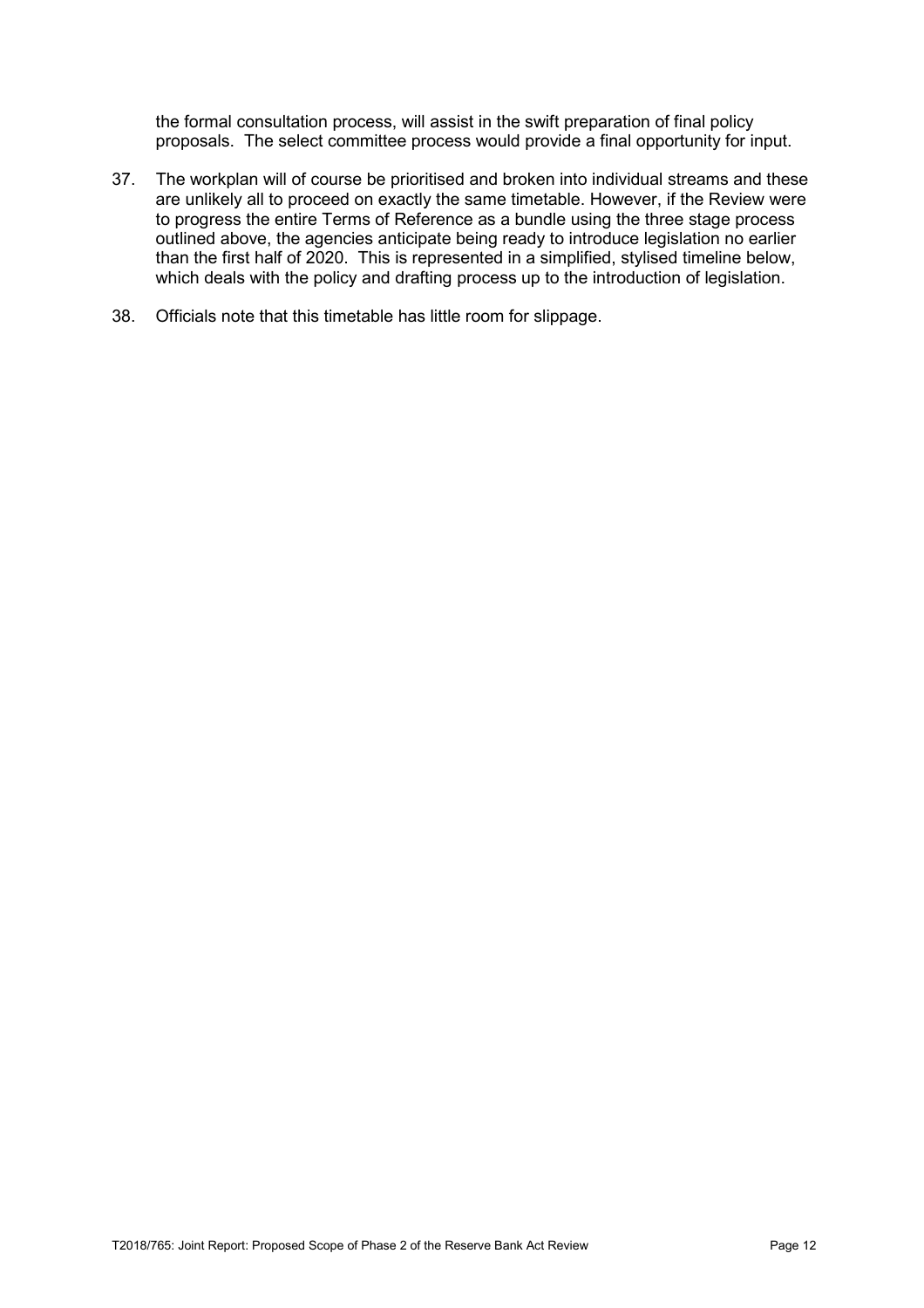the formal consultation process, will assist in the swift preparation of final policy proposals. The select committee process would provide a final opportunity for input.

37. The workplan will of course be prioritised and broken into individual streams and these are unlikely all to proceed on exactly the same timetable. However, if the Review were to progress the entire Terms of Reference as a bundle using the three stage process outlined above, the agencies anticipate being ready to introduce legislation no earlier than the first half of 2020. This is represented in a simplified, stylised timeline below, which deals with the policy and drafting process up to the introduction of legislation.

38. Officials note that this timetable has little room for slippage.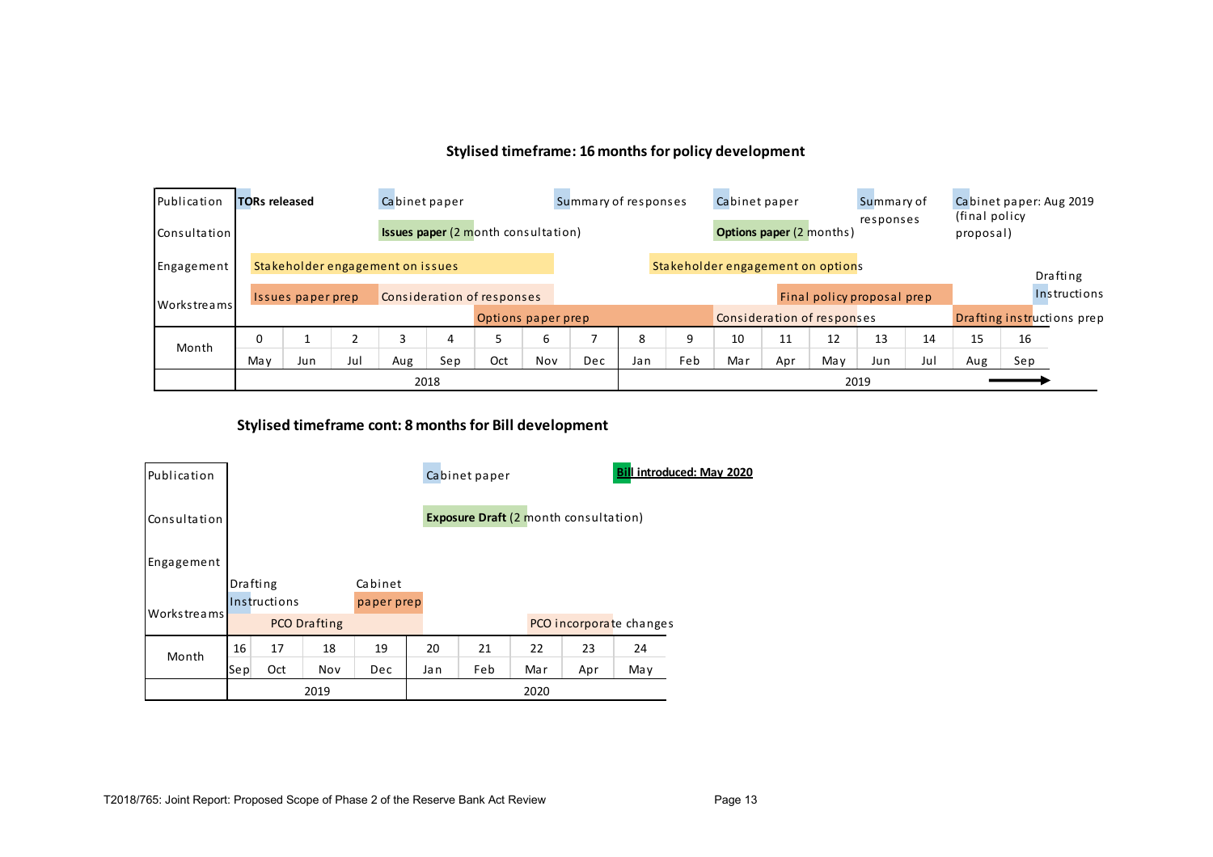## Stylised timeframe: 16 months for policy development

| | 0 | 1 | 2 | 3 | 4 | 5 | 6 | 7 | 8 | 9 | 10 | 11 | 12 | 13 | 14 | 15 | 16 |
|---|---|---|---|---|---|---|---|---|---|---|---|---|---|---|---|---|---|
| Publication | **TORs released** | | | Cabinet paper | | | Summary of responses | | | | Cabinet paper | | | Summary of responses | | Cabinet paper: Aug 2019 (final policy proposal) | |
| Consultation | | | | **Issues paper** (2 month consultation) | | | | | | | **Options paper** (2 months) | | | | | | |
| Engagement | Stakeholder engagement on issues | | | | | | | Stakeholder engagement on options | | | | | | | | | |
| Workstreams | Issues paper prep | | | Consideration of responses | | Options paper prep | | | | | Consideration of responses | | Final policy proposal prep | | | Drafting instructions prep | Drafting Instructions |
| Month | May | Jun | Jul | Aug | Sep | Oct | Nov | Dec | Jan | Feb | Mar | Apr | May | Jun | Jul | Aug | Sep |
| | 2018 | | | | | | | | 2019 | | | | | | | | |

## Stylised timeframe cont: 8 months for Bill development

| | 16 | 17 | 18 | 19 | 20 | 21 | 22 | 23 | 24 |
|---|---|---|---|---|---|---|---|---|---|
| Publication | | | | | Cabinet paper | | | **Bill introduced: May 2020** | |
| Consultation | | | | | **Exposure Draft** (2 month consultation) | | | | |
| Engagement | | | | | | | | | |
| Workstreams | Drafting Instructions; PCO Drafting | | | Cabinet paper prep | | | PCO incorporate changes | | |
| Month | Sep | Oct | Nov | Dec | Jan | Feb | Mar | Apr | May |
| | 2019 | | | | 2020 | | | | |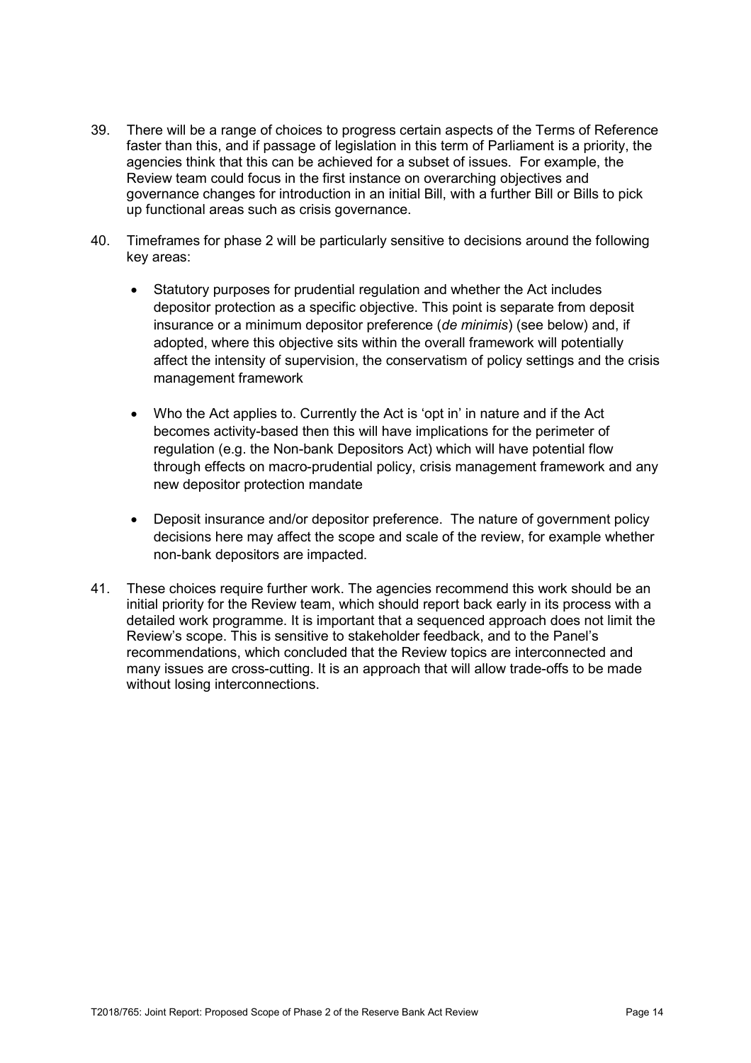39. There will be a range of choices to progress certain aspects of the Terms of Reference faster than this, and if passage of legislation in this term of Parliament is a priority, the agencies think that this can be achieved for a subset of issues. For example, the Review team could focus in the first instance on overarching objectives and governance changes for introduction in an initial Bill, with a further Bill or Bills to pick up functional areas such as crisis governance.

40. Timeframes for phase 2 will be particularly sensitive to decisions around the following key areas:

    - Statutory purposes for prudential regulation and whether the Act includes depositor protection as a specific objective. This point is separate from deposit insurance or a minimum depositor preference (*de minimis*) (see below) and, if adopted, where this objective sits within the overall framework will potentially affect the intensity of supervision, the conservatism of policy settings and the crisis management framework

    - Who the Act applies to. Currently the Act is 'opt in' in nature and if the Act becomes activity-based then this will have implications for the perimeter of regulation (e.g. the Non-bank Depositors Act) which will have potential flow through effects on macro-prudential policy, crisis management framework and any new depositor protection mandate

    - Deposit insurance and/or depositor preference. The nature of government policy decisions here may affect the scope and scale of the review, for example whether non-bank depositors are impacted.

41. These choices require further work. The agencies recommend this work should be an initial priority for the Review team, which should report back early in its process with a detailed work programme. It is important that a sequenced approach does not limit the Review's scope. This is sensitive to stakeholder feedback, and to the Panel's recommendations, which concluded that the Review topics are interconnected and many issues are cross-cutting. It is an approach that will allow trade-offs to be made without losing interconnections.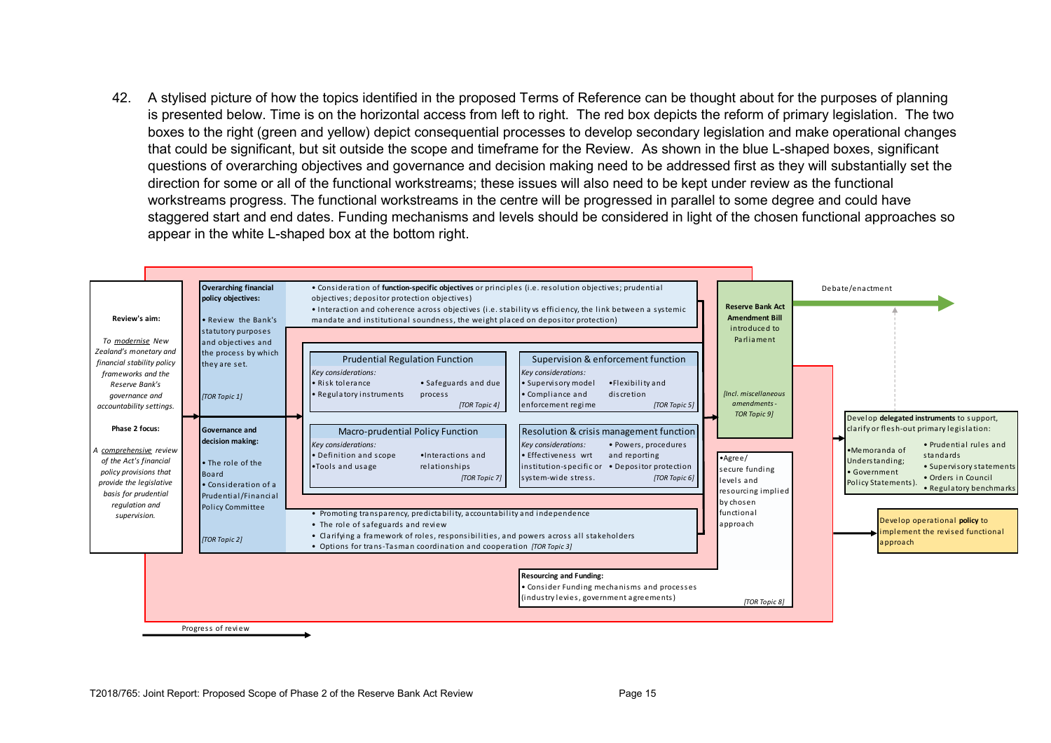42. A stylised picture of how the topics identified in the proposed Terms of Reference can be thought about for the purposes of planning is presented below. Time is on the horizontal access from left to right. The red box depicts the reform of primary legislation. The two boxes to the right (green and yellow) depict consequential processes to develop secondary legislation and make operational changes that could be significant, but sit outside the scope and timeframe for the Review. As shown in the blue L-shaped boxes, significant questions of overarching objectives and governance and decision making need to be addressed first as they will substantially set the direction for some or all of the functional workstreams; these issues will also need to be kept under review as the functional workstreams progress. The functional workstreams in the centre will be progressed in parallel to some degree and could have staggered start and end dates. Funding mechanisms and levels should be considered in light of the chosen functional approaches so appear in the white L-shaped box at the bottom right.

**Review's aim:**

*To modernise New Zealand's monetary and financial stability policy frameworks and the Reserve Bank's governance and accountability settings.*

**Phase 2 focus:**

*A comprehensive review of the Act's financial policy provisions that provide the legislative basis for prudential regulation and supervision.*

**Overarching financial policy objectives:**

- Review the Bank's statutory purposes and objectives and the process by which they are set.

*[TOR Topic 1]*

- Consideration of **function-specific objectives** or principles (i.e. resolution objectives; prudential objectives; depositor protection objectives)
- Interaction and coherence across objectives (i.e. stability vs efficiency, the link between a systemic mandate and institutional soundness, the weight placed on depositor protection)

**Prudential Regulation Function**

*Key considerations:*
- Risk tolerance
- Regulatory instruments
- Safeguards and due process

*[TOR Topic 4]*

**Supervision & enforcement function**

*Key considerations:*
- Supervisory model
- Compliance and enforcement regime
- Flexibility and discretion

*[TOR Topic 5]*

**Macro-prudential Policy Function**

*Key considerations:*
- Definition and scope
- Tools and usage
- Interactions and relationships

*[TOR Topic 7]*

**Resolution & crisis management function**

*Key considerations:*
- Effectiveness wrt institution-specific or system-wide stress.
- Powers, procedures and reporting
- Depositor protection

*[TOR Topic 6]*

**Governance and decision making:**

- The role of the Board
- Consideration of a Prudential/Financial Policy Committee

*[TOR Topic 2]*

- Promoting transparency, predictability, accountability and independence
- The role of safeguards and review
- Clarifying a framework of roles, responsibilities, and powers across all stakeholders
- Options for trans-Tasman coordination and cooperation *[TOR Topic 3]*

**Reserve Bank Act Amendment Bill** introduced to Parliament

*[Incl. miscellaneous amendments - TOR Topic 9]*

- Agree/secure funding levels and resourcing implied by chosen functional approach

**Resourcing and Funding:**
- Consider Funding mechanisms and processes (industry levies, government agreements)

*[TOR Topic 8]*

Debate/enactment

Develop **delegated instruments** to support, clarify or flesh-out primary legislation:
- Memoranda of Understanding;
- Government Policy Statements).
- Prudential rules and standards
- Supervisory statements
- Orders in Council
- Regulatory benchmarks

Develop operational **policy** to implement the revised functional approach

Progress of review

T2018/765: Joint Report: Proposed Scope of Phase 2 of the Reserve Bank Act Review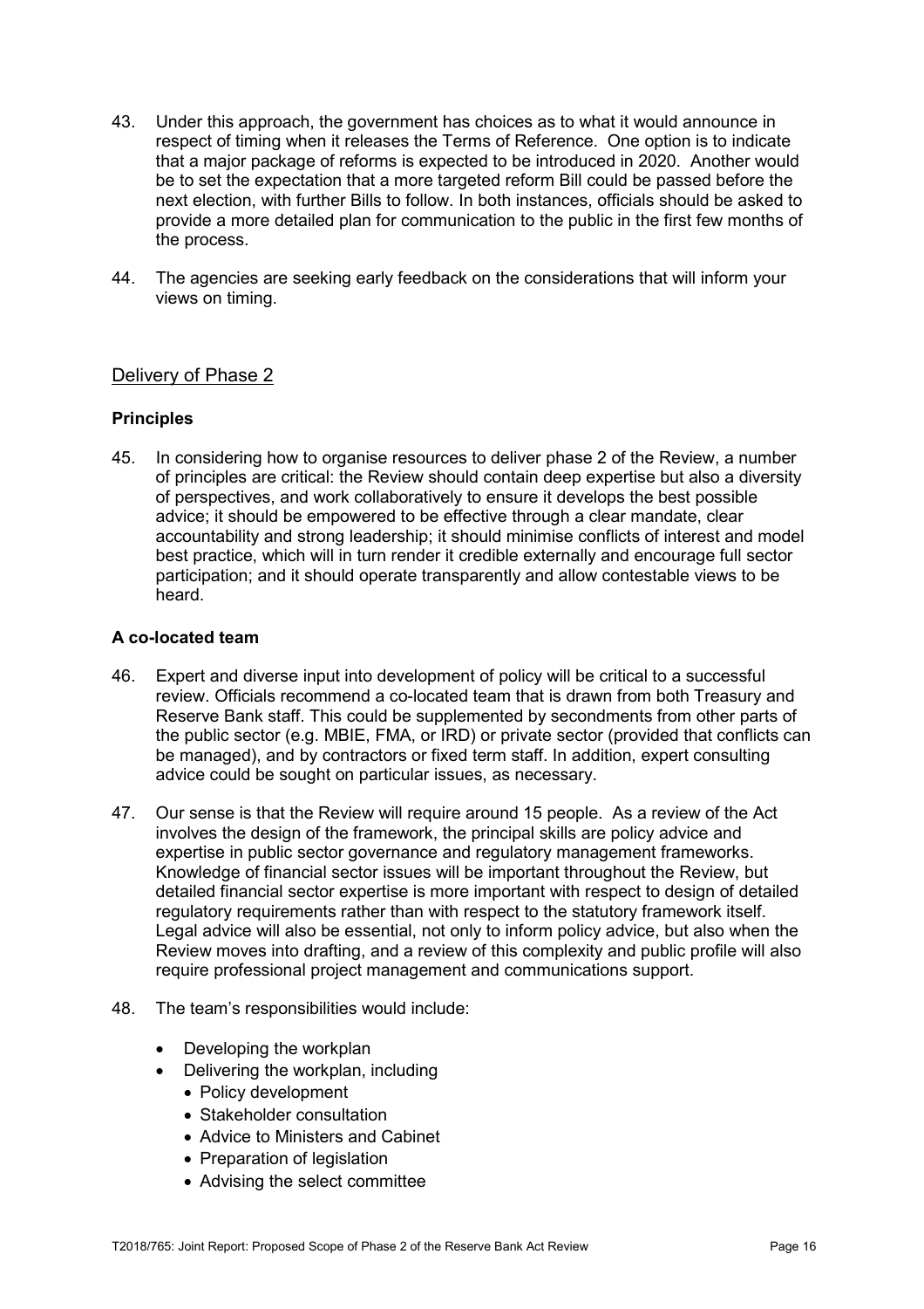43. Under this approach, the government has choices as to what it would announce in respect of timing when it releases the Terms of Reference. One option is to indicate that a major package of reforms is expected to be introduced in 2020. Another would be to set the expectation that a more targeted reform Bill could be passed before the next election, with further Bills to follow. In both instances, officials should be asked to provide a more detailed plan for communication to the public in the first few months of the process.

44. The agencies are seeking early feedback on the considerations that will inform your views on timing.

## Delivery of Phase 2

### Principles

45. In considering how to organise resources to deliver phase 2 of the Review, a number of principles are critical: the Review should contain deep expertise but also a diversity of perspectives, and work collaboratively to ensure it develops the best possible advice; it should be empowered to be effective through a clear mandate, clear accountability and strong leadership; it should minimise conflicts of interest and model best practice, which will in turn render it credible externally and encourage full sector participation; and it should operate transparently and allow contestable views to be heard.

### A co-located team

46. Expert and diverse input into development of policy will be critical to a successful review. Officials recommend a co-located team that is drawn from both Treasury and Reserve Bank staff. This could be supplemented by secondments from other parts of the public sector (e.g. MBIE, FMA, or IRD) or private sector (provided that conflicts can be managed), and by contractors or fixed term staff. In addition, expert consulting advice could be sought on particular issues, as necessary.

47. Our sense is that the Review will require around 15 people. As a review of the Act involves the design of the framework, the principal skills are policy advice and expertise in public sector governance and regulatory management frameworks. Knowledge of financial sector issues will be important throughout the Review, but detailed financial sector expertise is more important with respect to design of detailed regulatory requirements rather than with respect to the statutory framework itself. Legal advice will also be essential, not only to inform policy advice, but also when the Review moves into drafting, and a review of this complexity and public profile will also require professional project management and communications support.

48. The team's responsibilities would include:

- Developing the workplan
- Delivering the workplan, including
  - Policy development
  - Stakeholder consultation
  - Advice to Ministers and Cabinet
  - Preparation of legislation
  - Advising the select committee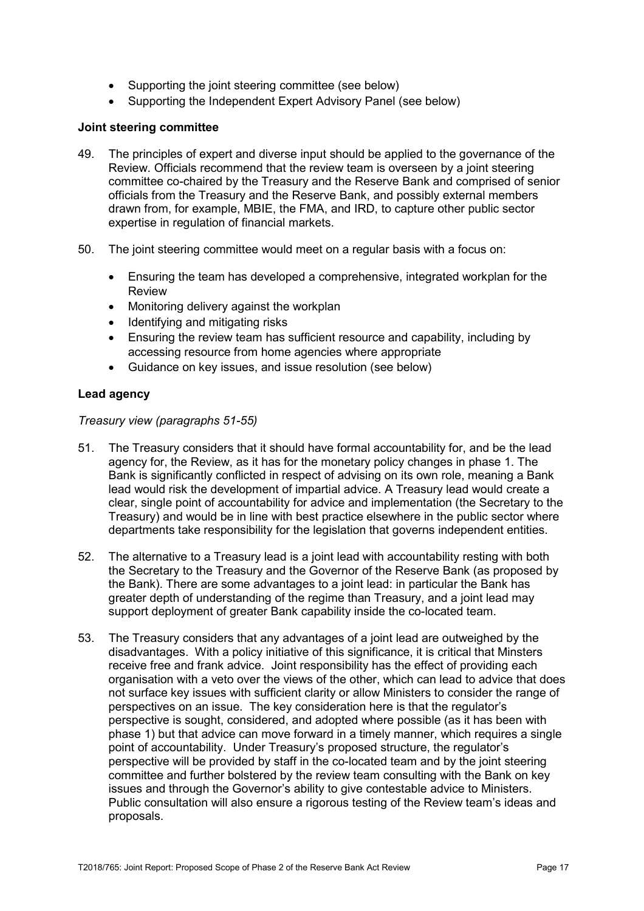- Supporting the joint steering committee (see below)
- Supporting the Independent Expert Advisory Panel (see below)

**Joint steering committee**

49. The principles of expert and diverse input should be applied to the governance of the Review. Officials recommend that the review team is overseen by a joint steering committee co-chaired by the Treasury and the Reserve Bank and comprised of senior officials from the Treasury and the Reserve Bank, and possibly external members drawn from, for example, MBIE, the FMA, and IRD, to capture other public sector expertise in regulation of financial markets.

50. The joint steering committee would meet on a regular basis with a focus on:

    - Ensuring the team has developed a comprehensive, integrated workplan for the Review
    - Monitoring delivery against the workplan
    - Identifying and mitigating risks
    - Ensuring the review team has sufficient resource and capability, including by accessing resource from home agencies where appropriate
    - Guidance on key issues, and issue resolution (see below)

**Lead agency**

*Treasury view (paragraphs 51-55)*

51. The Treasury considers that it should have formal accountability for, and be the lead agency for, the Review, as it has for the monetary policy changes in phase 1. The Bank is significantly conflicted in respect of advising on its own role, meaning a Bank lead would risk the development of impartial advice. A Treasury lead would create a clear, single point of accountability for advice and implementation (the Secretary to the Treasury) and would be in line with best practice elsewhere in the public sector where departments take responsibility for the legislation that governs independent entities.

52. The alternative to a Treasury lead is a joint lead with accountability resting with both the Secretary to the Treasury and the Governor of the Reserve Bank (as proposed by the Bank). There are some advantages to a joint lead: in particular the Bank has greater depth of understanding of the regime than Treasury, and a joint lead may support deployment of greater Bank capability inside the co-located team.

53. The Treasury considers that any advantages of a joint lead are outweighed by the disadvantages. With a policy initiative of this significance, it is critical that Minsters receive free and frank advice. Joint responsibility has the effect of providing each organisation with a veto over the views of the other, which can lead to advice that does not surface key issues with sufficient clarity or allow Ministers to consider the range of perspectives on an issue. The key consideration here is that the regulator's perspective is sought, considered, and adopted where possible (as it has been with phase 1) but that advice can move forward in a timely manner, which requires a single point of accountability. Under Treasury's proposed structure, the regulator's perspective will be provided by staff in the co-located team and by the joint steering committee and further bolstered by the review team consulting with the Bank on key issues and through the Governor's ability to give contestable advice to Ministers. Public consultation will also ensure a rigorous testing of the Review team's ideas and proposals.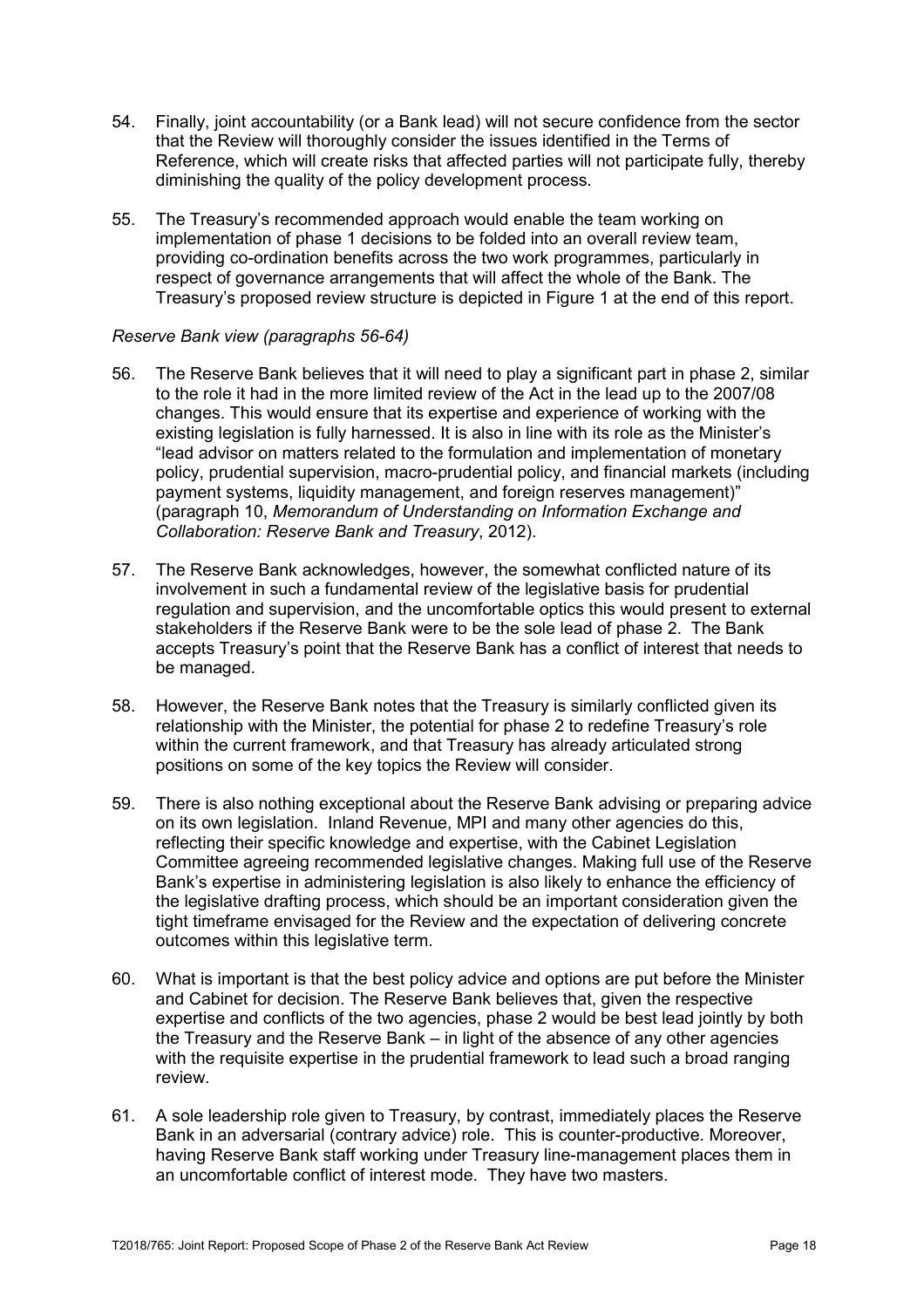54. Finally, joint accountability (or a Bank lead) will not secure confidence from the sector that the Review will thoroughly consider the issues identified in the Terms of Reference, which will create risks that affected parties will not participate fully, thereby diminishing the quality of the policy development process.

55. The Treasury's recommended approach would enable the team working on implementation of phase 1 decisions to be folded into an overall review team, providing co-ordination benefits across the two work programmes, particularly in respect of governance arrangements that will affect the whole of the Bank. The Treasury's proposed review structure is depicted in Figure 1 at the end of this report.

*Reserve Bank view (paragraphs 56-64)*

56. The Reserve Bank believes that it will need to play a significant part in phase 2, similar to the role it had in the more limited review of the Act in the lead up to the 2007/08 changes. This would ensure that its expertise and experience of working with the existing legislation is fully harnessed. It is also in line with its role as the Minister's "lead advisor on matters related to the formulation and implementation of monetary policy, prudential supervision, macro-prudential policy, and financial markets (including payment systems, liquidity management, and foreign reserves management)" (paragraph 10, *Memorandum of Understanding on Information Exchange and Collaboration: Reserve Bank and Treasury*, 2012).

57. The Reserve Bank acknowledges, however, the somewhat conflicted nature of its involvement in such a fundamental review of the legislative basis for prudential regulation and supervision, and the uncomfortable optics this would present to external stakeholders if the Reserve Bank were to be the sole lead of phase 2. The Bank accepts Treasury's point that the Reserve Bank has a conflict of interest that needs to be managed.

58. However, the Reserve Bank notes that the Treasury is similarly conflicted given its relationship with the Minister, the potential for phase 2 to redefine Treasury's role within the current framework, and that Treasury has already articulated strong positions on some of the key topics the Review will consider.

59. There is also nothing exceptional about the Reserve Bank advising or preparing advice on its own legislation. Inland Revenue, MPI and many other agencies do this, reflecting their specific knowledge and expertise, with the Cabinet Legislation Committee agreeing recommended legislative changes. Making full use of the Reserve Bank's expertise in administering legislation is also likely to enhance the efficiency of the legislative drafting process, which should be an important consideration given the tight timeframe envisaged for the Review and the expectation of delivering concrete outcomes within this legislative term.

60. What is important is that the best policy advice and options are put before the Minister and Cabinet for decision. The Reserve Bank believes that, given the respective expertise and conflicts of the two agencies, phase 2 would be best lead jointly by both the Treasury and the Reserve Bank – in light of the absence of any other agencies with the requisite expertise in the prudential framework to lead such a broad ranging review.

61. A sole leadership role given to Treasury, by contrast, immediately places the Reserve Bank in an adversarial (contrary advice) role. This is counter-productive. Moreover, having Reserve Bank staff working under Treasury line-management places them in an uncomfortable conflict of interest mode. They have two masters.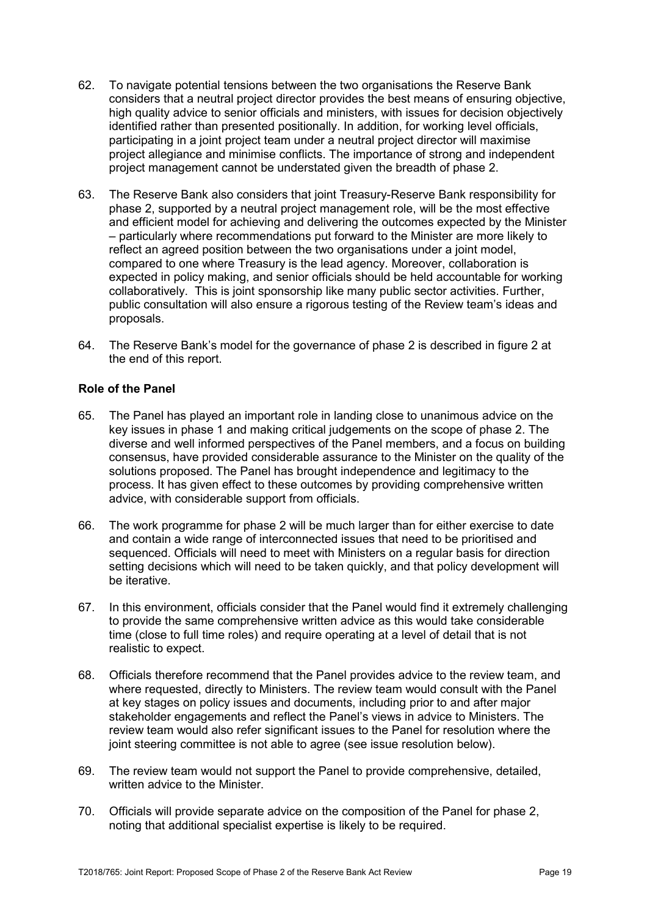62. To navigate potential tensions between the two organisations the Reserve Bank considers that a neutral project director provides the best means of ensuring objective, high quality advice to senior officials and ministers, with issues for decision objectively identified rather than presented positionally. In addition, for working level officials, participating in a joint project team under a neutral project director will maximise project allegiance and minimise conflicts. The importance of strong and independent project management cannot be understated given the breadth of phase 2.

63. The Reserve Bank also considers that joint Treasury-Reserve Bank responsibility for phase 2, supported by a neutral project management role, will be the most effective and efficient model for achieving and delivering the outcomes expected by the Minister – particularly where recommendations put forward to the Minister are more likely to reflect an agreed position between the two organisations under a joint model, compared to one where Treasury is the lead agency. Moreover, collaboration is expected in policy making, and senior officials should be held accountable for working collaboratively. This is joint sponsorship like many public sector activities. Further, public consultation will also ensure a rigorous testing of the Review team's ideas and proposals.

64. The Reserve Bank's model for the governance of phase 2 is described in figure 2 at the end of this report.

**Role of the Panel**

65. The Panel has played an important role in landing close to unanimous advice on the key issues in phase 1 and making critical judgements on the scope of phase 2. The diverse and well informed perspectives of the Panel members, and a focus on building consensus, have provided considerable assurance to the Minister on the quality of the solutions proposed. The Panel has brought independence and legitimacy to the process. It has given effect to these outcomes by providing comprehensive written advice, with considerable support from officials.

66. The work programme for phase 2 will be much larger than for either exercise to date and contain a wide range of interconnected issues that need to be prioritised and sequenced. Officials will need to meet with Ministers on a regular basis for direction setting decisions which will need to be taken quickly, and that policy development will be iterative.

67. In this environment, officials consider that the Panel would find it extremely challenging to provide the same comprehensive written advice as this would take considerable time (close to full time roles) and require operating at a level of detail that is not realistic to expect.

68. Officials therefore recommend that the Panel provides advice to the review team, and where requested, directly to Ministers. The review team would consult with the Panel at key stages on policy issues and documents, including prior to and after major stakeholder engagements and reflect the Panel's views in advice to Ministers. The review team would also refer significant issues to the Panel for resolution where the joint steering committee is not able to agree (see issue resolution below).

69. The review team would not support the Panel to provide comprehensive, detailed, written advice to the Minister.

70. Officials will provide separate advice on the composition of the Panel for phase 2, noting that additional specialist expertise is likely to be required.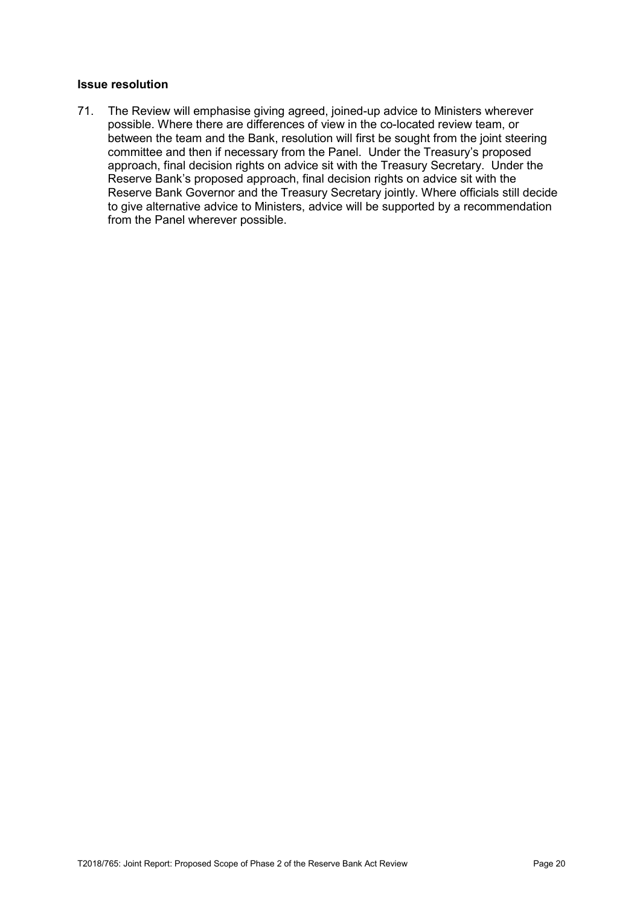**Issue resolution**

71. The Review will emphasise giving agreed, joined-up advice to Ministers wherever possible. Where there are differences of view in the co-located review team, or between the team and the Bank, resolution will first be sought from the joint steering committee and then if necessary from the Panel. Under the Treasury's proposed approach, final decision rights on advice sit with the Treasury Secretary. Under the Reserve Bank's proposed approach, final decision rights on advice sit with the Reserve Bank Governor and the Treasury Secretary jointly. Where officials still decide to give alternative advice to Ministers, advice will be supported by a recommendation from the Panel wherever possible.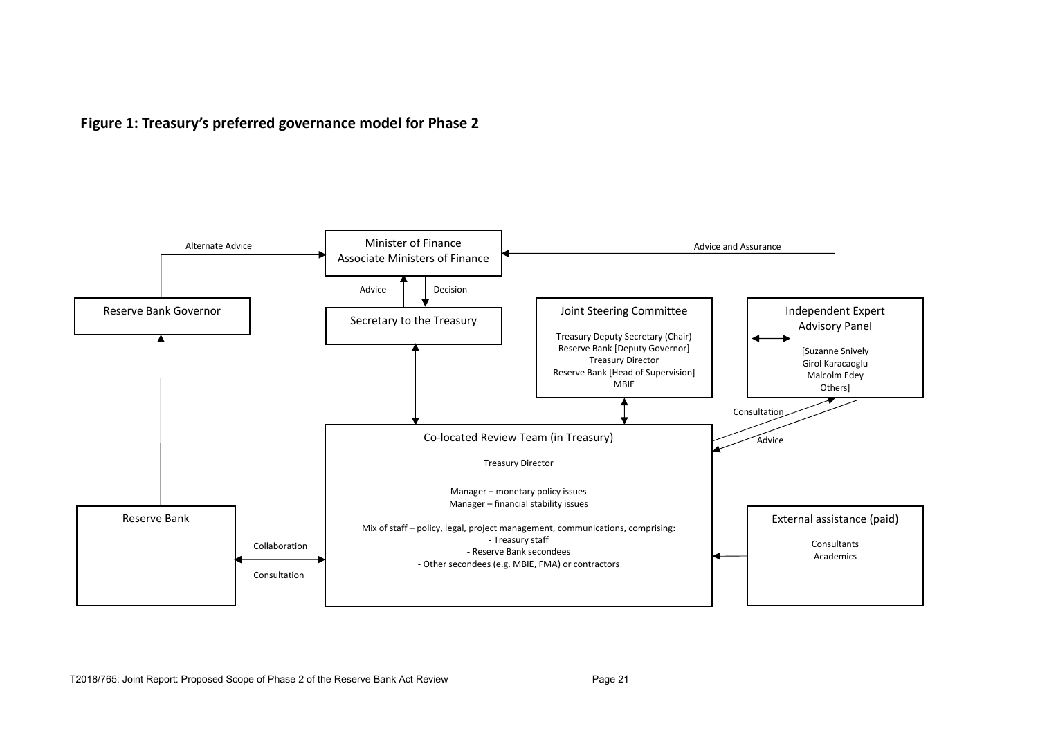**Figure 1: Treasury's preferred governance model for Phase 2**

Minister of Finance
Associate Ministers of Finance

Alternate Advice

Advice and Assurance

Advice

Decision

Reserve Bank Governor

Secretary to the Treasury

Joint Steering Committee

Treasury Deputy Secretary (Chair)
Reserve Bank [Deputy Governor]
Treasury Director
Reserve Bank [Head of Supervision]
MBIE

Independent Expert Advisory Panel

[Suzanne Snively
Girol Karacaoglu
Malcolm Edey
Others]

Consultation

Advice

Co-located Review Team (in Treasury)

Treasury Director

Manager – monetary policy issues
Manager – financial stability issues

Mix of staff – policy, legal, project management, communications, comprising:
- Treasury staff
- Reserve Bank secondees
- Other secondees (e.g. MBIE, FMA) or contractors

Reserve Bank

Collaboration

Consultation

External assistance (paid)

Consultants
Academics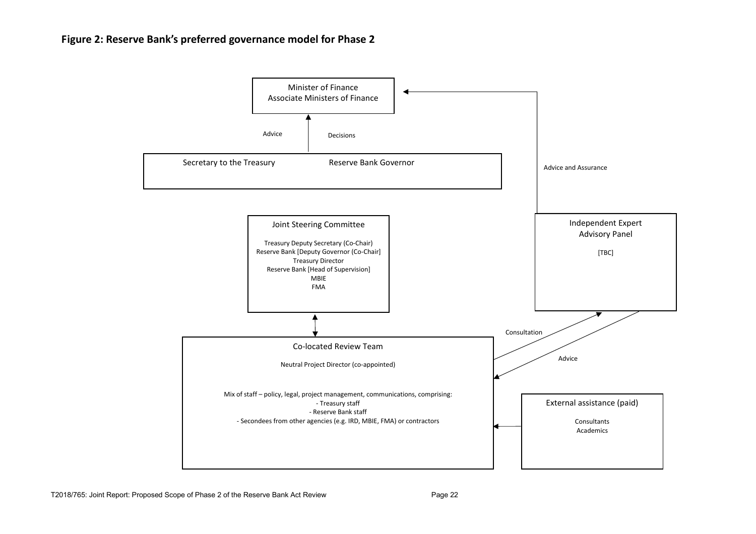## Figure 2: Reserve Bank's preferred governance model for Phase 2

Minister of Finance
Associate Ministers of Finance

Advice

Decisions

Secretary to the Treasury

Reserve Bank Governor

Advice and Assurance

Joint Steering Committee

Treasury Deputy Secretary (Co-Chair)
Reserve Bank [Deputy Governor (Co-Chair]
Treasury Director
Reserve Bank [Head of Supervision]
MBIE
FMA

Independent Expert
Advisory Panel

[TBC]

Consultation

Advice

Co-located Review Team

Neutral Project Director (co-appointed)

Mix of staff – policy, legal, project management, communications, comprising:
- Treasury staff
- Reserve Bank staff
- Secondees from other agencies (e.g. IRD, MBIE, FMA) or contractors

External assistance (paid)

Consultants
Academics